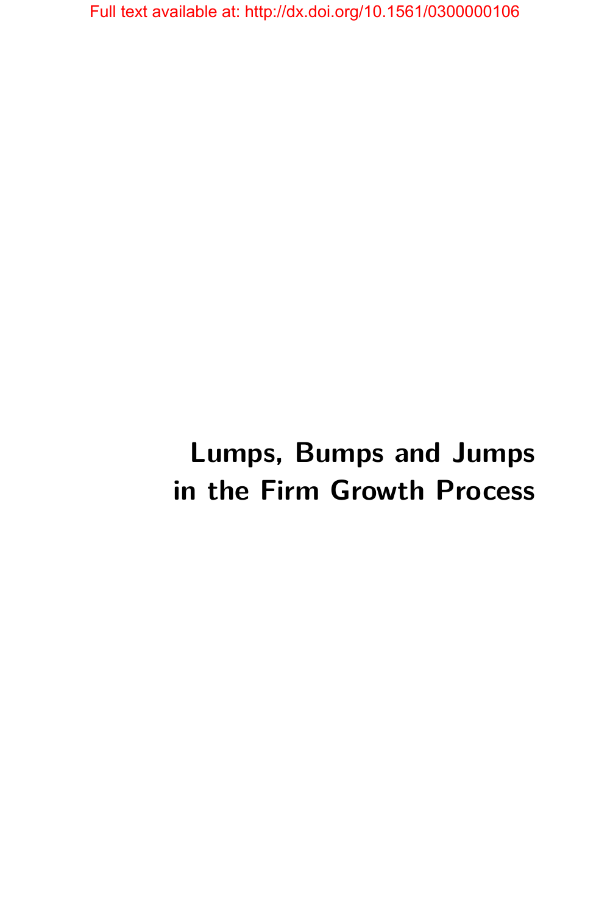Full text available at: http://dx.doi.org/10.1561/0300000106

# Lumps, Bumps and Jumps in the Firm Growth Process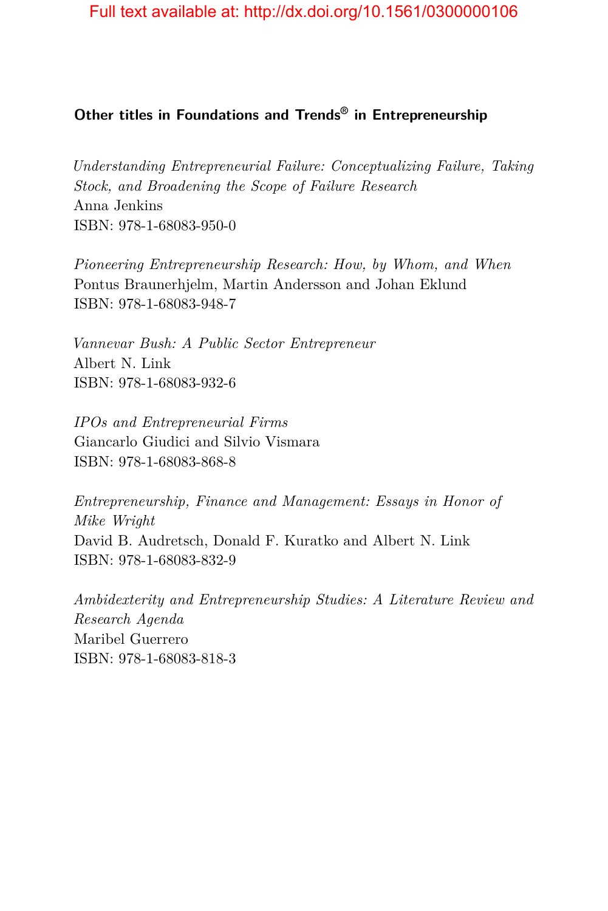Full text available at: http://dx.doi.org/10.1561/0300000106

## Other titles in Foundations and Trends® in Entrepreneurship

*Understanding Entrepreneurial Failure: Conceptualizing Failure, Taking Stock, and Broadening the Scope of Failure Research*
Anna Jenkins
ISBN: 978-1-68083-950-0

*Pioneering Entrepreneurship Research: How, by Whom, and When*
Pontus Braunerhjelm, Martin Andersson and Johan Eklund
ISBN: 978-1-68083-948-7

*Vannevar Bush: A Public Sector Entrepreneur*
Albert N. Link
ISBN: 978-1-68083-932-6

*IPOs and Entrepreneurial Firms*
Giancarlo Giudici and Silvio Vismara
ISBN: 978-1-68083-868-8

*Entrepreneurship, Finance and Management: Essays in Honor of Mike Wright*
David B. Audretsch, Donald F. Kuratko and Albert N. Link
ISBN: 978-1-68083-832-9

*Ambidexterity and Entrepreneurship Studies: A Literature Review and Research Agenda*
Maribel Guerrero
ISBN: 978-1-68083-818-3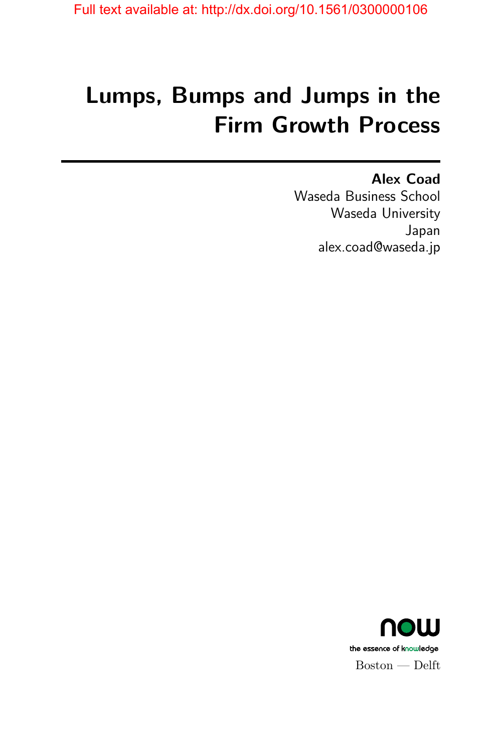# Lumps, Bumps and Jumps in the Firm Growth Process

**Alex Coad**
Waseda Business School
Waseda University
Japan
alex.coad@waseda.jp

now
the essence of knowledge
Boston — Delft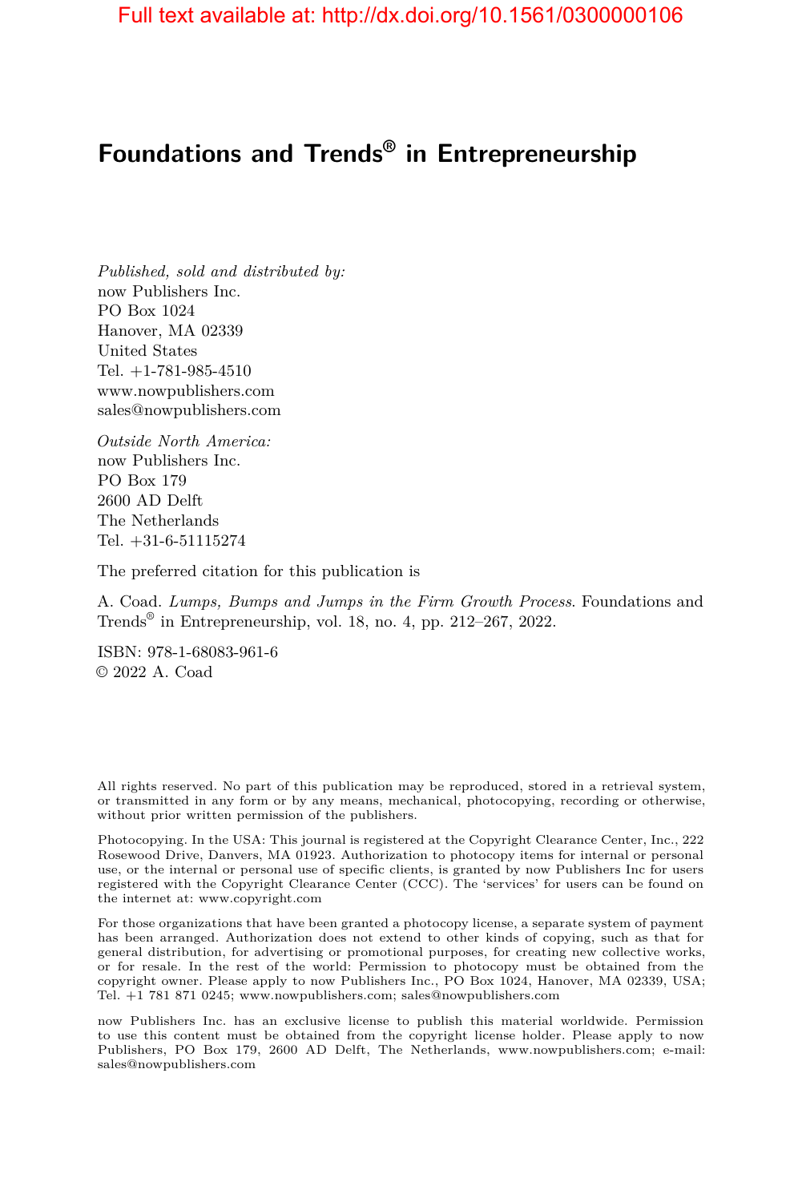Full text available at: http://dx.doi.org/10.1561/0300000106

# Foundations and Trends® in Entrepreneurship

*Published, sold and distributed by:*
now Publishers Inc.
PO Box 1024
Hanover, MA 02339
United States
Tel. +1-781-985-4510
www.nowpublishers.com
sales@nowpublishers.com

*Outside North America:*
now Publishers Inc.
PO Box 179
2600 AD Delft
The Netherlands
Tel. +31-6-51115274

The preferred citation for this publication is

A. Coad. *Lumps, Bumps and Jumps in the Firm Growth Process*. Foundations and Trends® in Entrepreneurship, vol. 18, no. 4, pp. 212–267, 2022.

ISBN: 978-1-68083-961-6
© 2022 A. Coad

All rights reserved. No part of this publication may be reproduced, stored in a retrieval system, or transmitted in any form or by any means, mechanical, photocopying, recording or otherwise, without prior written permission of the publishers.

Photocopying. In the USA: This journal is registered at the Copyright Clearance Center, Inc., 222 Rosewood Drive, Danvers, MA 01923. Authorization to photocopy items for internal or personal use, or the internal or personal use of specific clients, is granted by now Publishers Inc for users registered with the Copyright Clearance Center (CCC). The 'services' for users can be found on the internet at: www.copyright.com

For those organizations that have been granted a photocopy license, a separate system of payment has been arranged. Authorization does not extend to other kinds of copying, such as that for general distribution, for advertising or promotional purposes, for creating new collective works, or for resale. In the rest of the world: Permission to photocopy must be obtained from the copyright owner. Please apply to now Publishers Inc., PO Box 1024, Hanover, MA 02339, USA; Tel. +1 781 871 0245; www.nowpublishers.com; sales@nowpublishers.com

now Publishers Inc. has an exclusive license to publish this material worldwide. Permission to use this content must be obtained from the copyright license holder. Please apply to now Publishers, PO Box 179, 2600 AD Delft, The Netherlands, www.nowpublishers.com; e-mail: sales@nowpublishers.com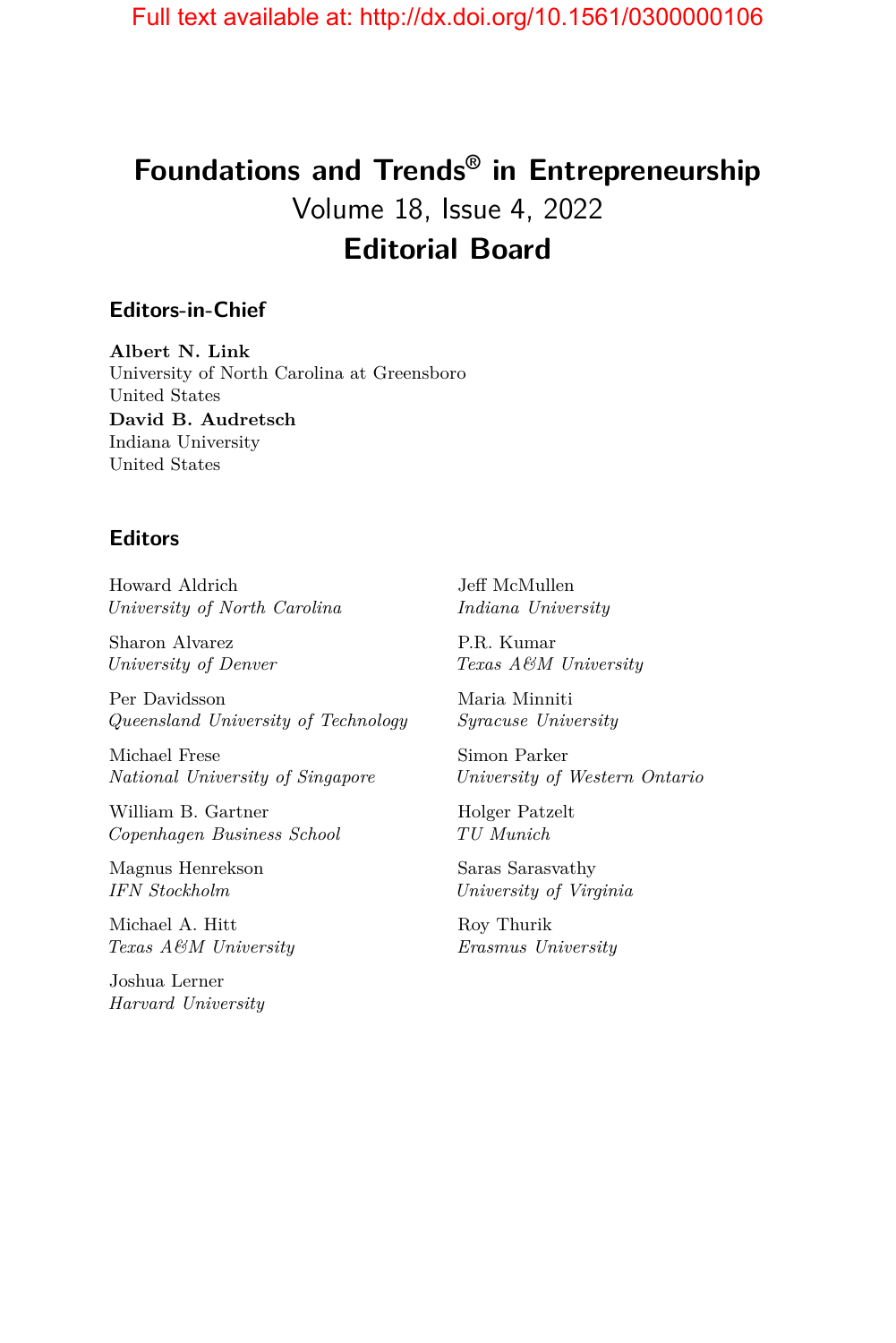# Foundations and Trends® in Entrepreneurship
Volume 18, Issue 4, 2022
## Editorial Board

### Editors-in-Chief

**Albert N. Link**
University of North Carolina at Greensboro
United States

**David B. Audretsch**
Indiana University
United States

### Editors

Howard Aldrich
*University of North Carolina*

Sharon Alvarez
*University of Denver*

Per Davidsson
*Queensland University of Technology*

Michael Frese
*National University of Singapore*

William B. Gartner
*Copenhagen Business School*

Magnus Henrekson
*IFN Stockholm*

Michael A. Hitt
*Texas A&M University*

Joshua Lerner
*Harvard University*

Jeff McMullen
*Indiana University*

P.R. Kumar
*Texas A&M University*

Maria Minniti
*Syracuse University*

Simon Parker
*University of Western Ontario*

Holger Patzelt
*TU Munich*

Saras Sarasvathy
*University of Virginia*

Roy Thurik
*Erasmus University*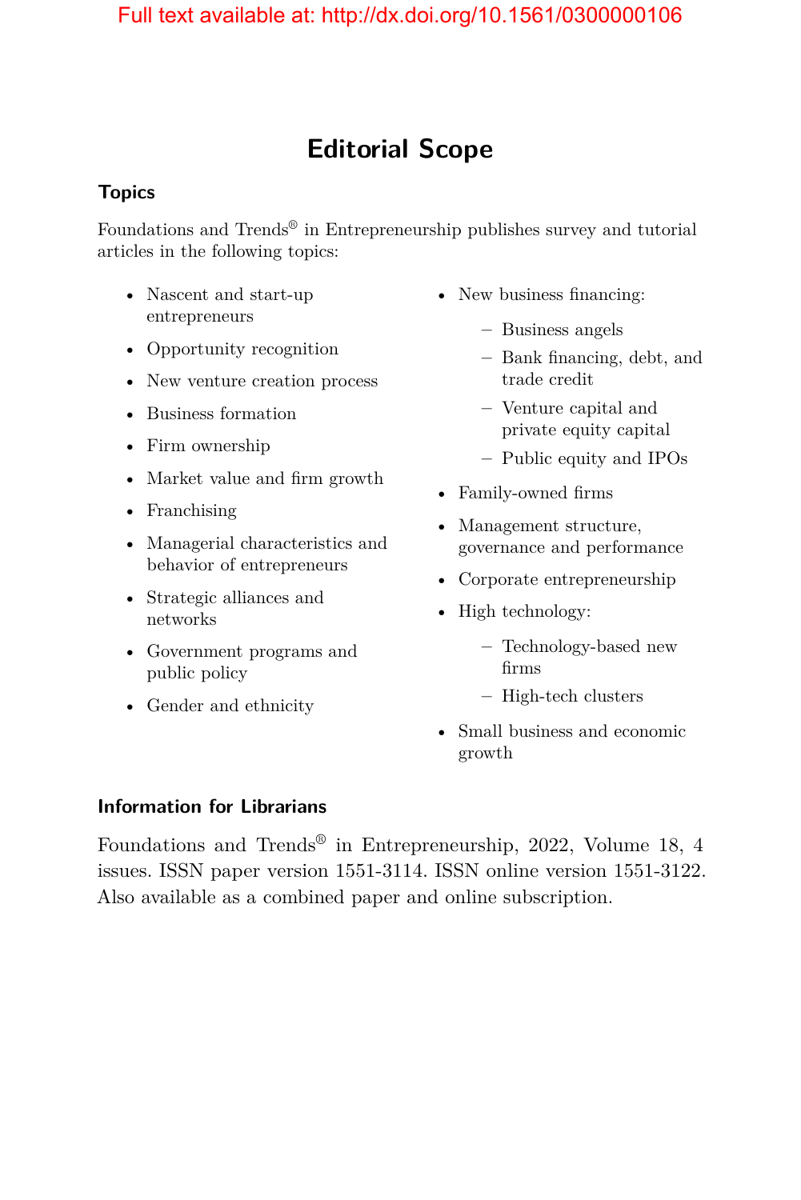# Editorial Scope

## Topics

Foundations and Trends® in Entrepreneurship publishes survey and tutorial articles in the following topics:

- Nascent and start-up entrepreneurs
- Opportunity recognition
- New venture creation process
- Business formation
- Firm ownership
- Market value and firm growth
- Franchising
- Managerial characteristics and behavior of entrepreneurs
- Strategic alliances and networks
- Government programs and public policy
- Gender and ethnicity
- New business financing:
  - Business angels
  - Bank financing, debt, and trade credit
  - Venture capital and private equity capital
  - Public equity and IPOs
- Family-owned firms
- Management structure, governance and performance
- Corporate entrepreneurship
- High technology:
  - Technology-based new firms
  - High-tech clusters
- Small business and economic growth

## Information for Librarians

Foundations and Trends® in Entrepreneurship, 2022, Volume 18, 4 issues. ISSN paper version 1551-3114. ISSN online version 1551-3122. Also available as a combined paper and online subscription.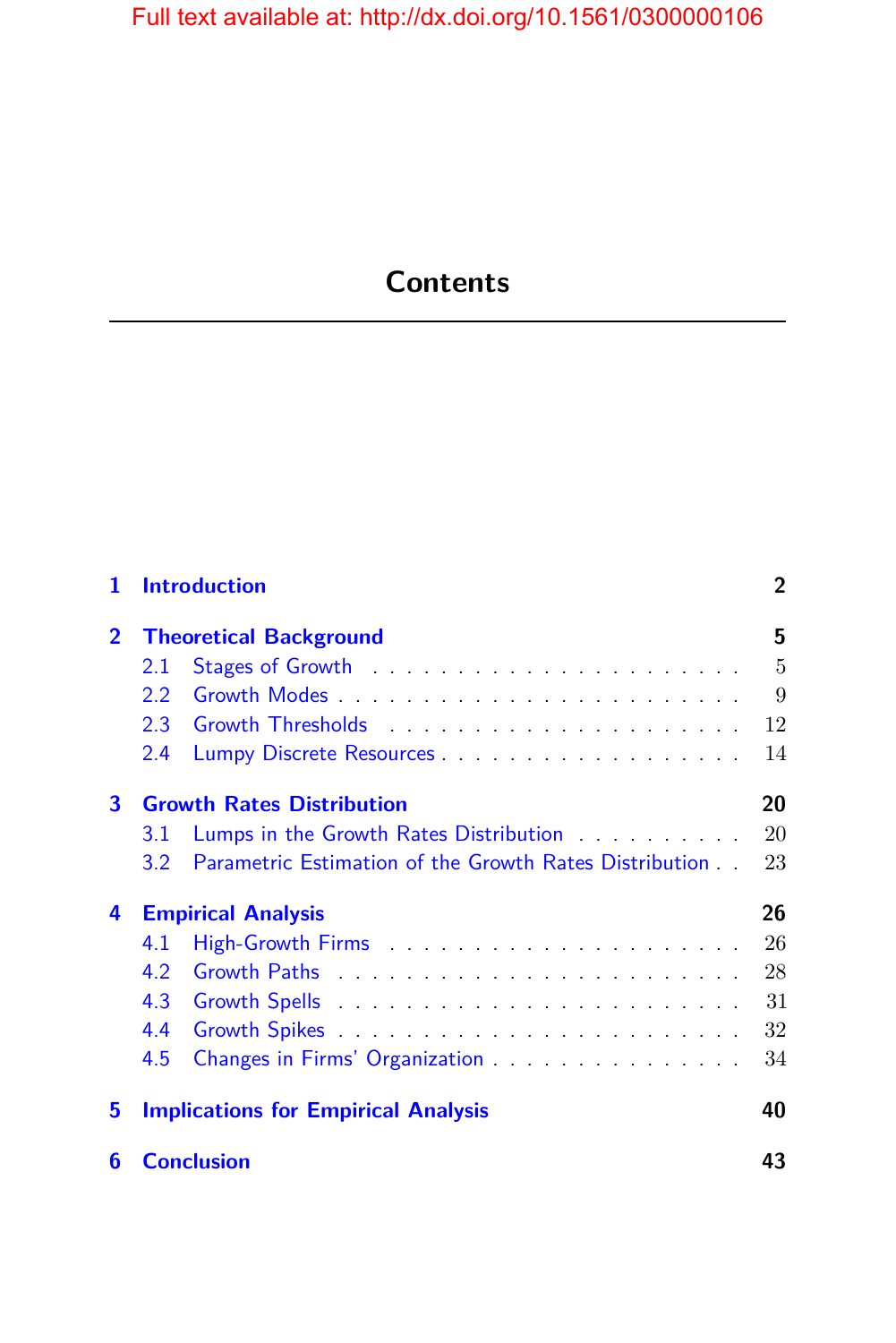# Contents

| | | |
|---|---|---|
| **1** | **Introduction** | **2** |
| **2** | **Theoretical Background** | **5** |
| 2.1 | Stages of Growth | 5 |
| 2.2 | Growth Modes | 9 |
| 2.3 | Growth Thresholds | 12 |
| 2.4 | Lumpy Discrete Resources | 14 |
| **3** | **Growth Rates Distribution** | **20** |
| 3.1 | Lumps in the Growth Rates Distribution | 20 |
| 3.2 | Parametric Estimation of the Growth Rates Distribution | 23 |
| **4** | **Empirical Analysis** | **26** |
| 4.1 | High-Growth Firms | 26 |
| 4.2 | Growth Paths | 28 |
| 4.3 | Growth Spells | 31 |
| 4.4 | Growth Spikes | 32 |
| 4.5 | Changes in Firms' Organization | 34 |
| **5** | **Implications for Empirical Analysis** | **40** |
| **6** | **Conclusion** | **43** |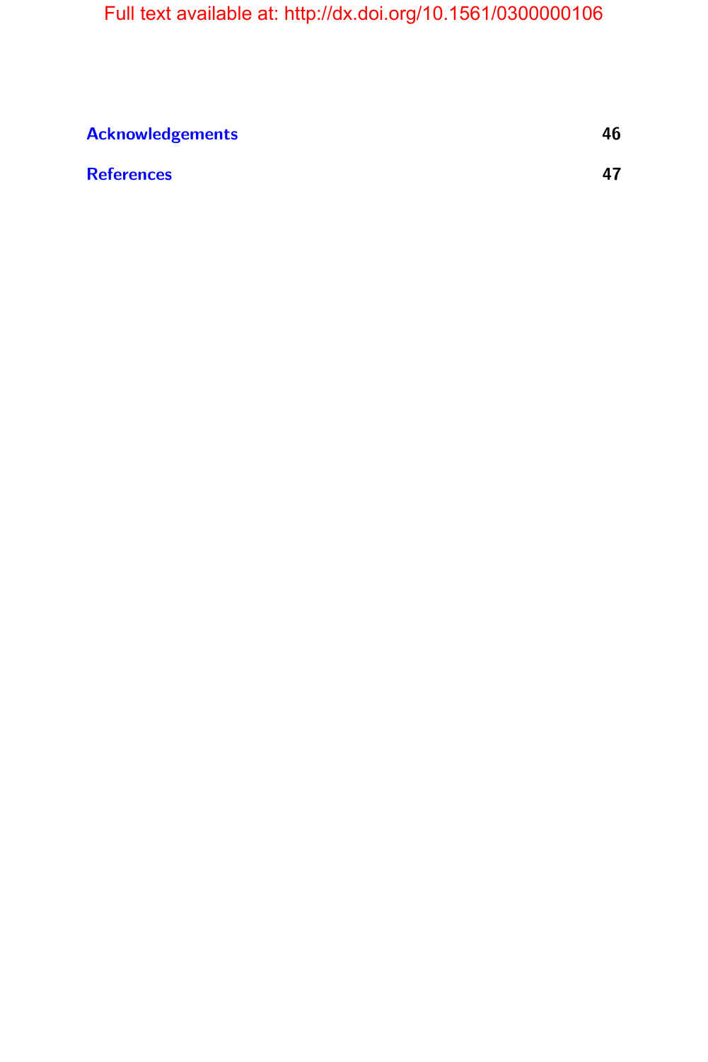**Acknowledgements** 46

**References** 47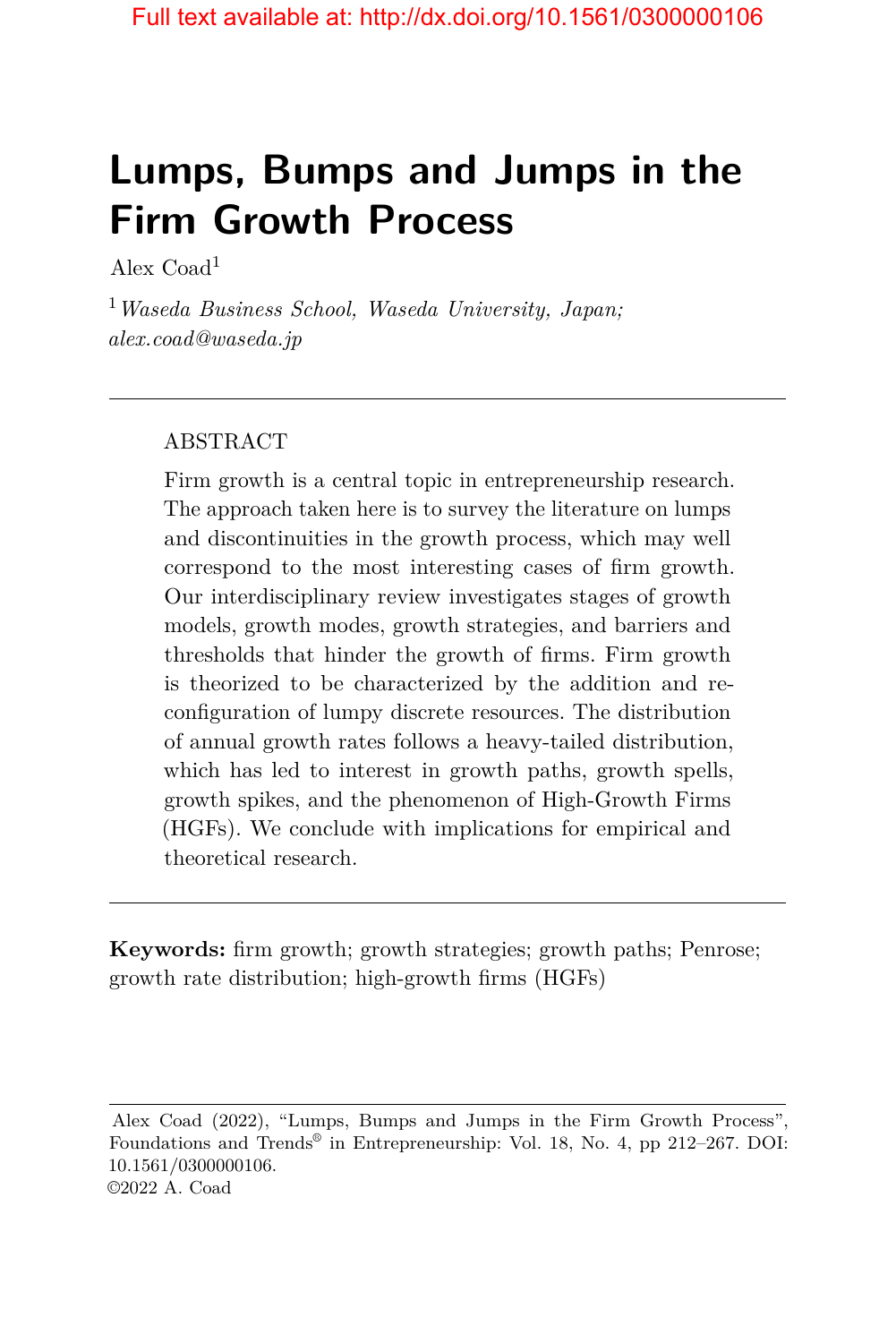# Lumps, Bumps and Jumps in the Firm Growth Process

Alex Coad[1]

[1] *Waseda Business School, Waseda University, Japan; alex.coad@waseda.jp*

---

ABSTRACT

Firm growth is a central topic in entrepreneurship research. The approach taken here is to survey the literature on lumps and discontinuities in the growth process, which may well correspond to the most interesting cases of firm growth. Our interdisciplinary review investigates stages of growth models, growth modes, growth strategies, and barriers and thresholds that hinder the growth of firms. Firm growth is theorized to be characterized by the addition and reconfiguration of lumpy discrete resources. The distribution of annual growth rates follows a heavy-tailed distribution, which has led to interest in growth paths, growth spells, growth spikes, and the phenomenon of High-Growth Firms (HGFs). We conclude with implications for empirical and theoretical research.

---

**Keywords:** firm growth; growth strategies; growth paths; Penrose; growth rate distribution; high-growth firms (HGFs)

---

Alex Coad (2022), "Lumps, Bumps and Jumps in the Firm Growth Process", Foundations and Trends® in Entrepreneurship: Vol. 18, No. 4, pp 212–267. DOI: 10.1561/0300000106.
©2022 A. Coad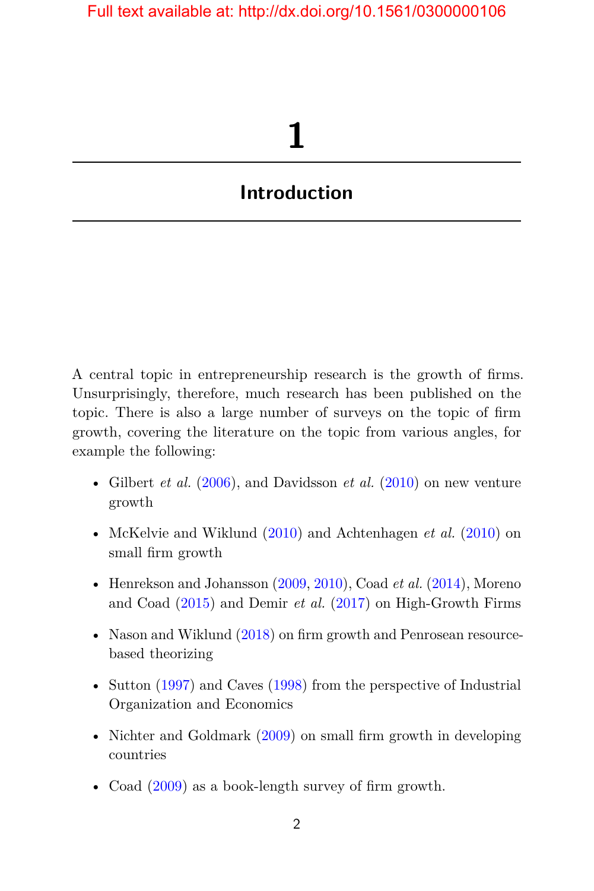# 1

# Introduction

A central topic in entrepreneurship research is the growth of firms. Unsurprisingly, therefore, much research has been published on the topic. There is also a large number of surveys on the topic of firm growth, covering the literature on the topic from various angles, for example the following:

- Gilbert *et al.* (2006), and Davidsson *et al.* (2010) on new venture growth
- McKelvie and Wiklund (2010) and Achtenhagen *et al.* (2010) on small firm growth
- Henrekson and Johansson (2009, 2010), Coad *et al.* (2014), Moreno and Coad (2015) and Demir *et al.* (2017) on High-Growth Firms
- Nason and Wiklund (2018) on firm growth and Penrosean resource-based theorizing
- Sutton (1997) and Caves (1998) from the perspective of Industrial Organization and Economics
- Nichter and Goldmark (2009) on small firm growth in developing countries
- Coad (2009) as a book-length survey of firm growth.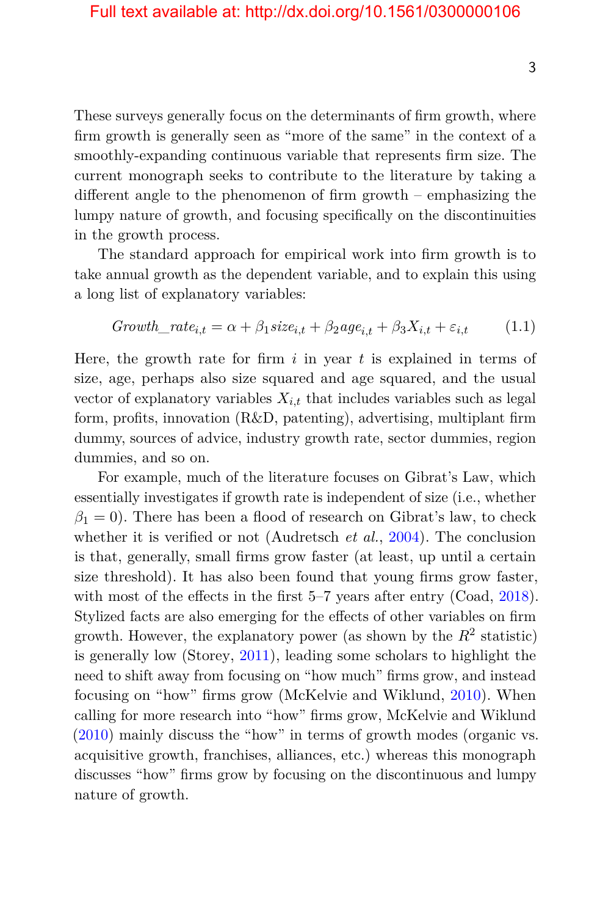These surveys generally focus on the determinants of firm growth, where firm growth is generally seen as "more of the same" in the context of a smoothly-expanding continuous variable that represents firm size. The current monograph seeks to contribute to the literature by taking a different angle to the phenomenon of firm growth – emphasizing the lumpy nature of growth, and focusing specifically on the discontinuities in the growth process.

The standard approach for empirical work into firm growth is to take annual growth as the dependent variable, and to explain this using a long list of explanatory variables:

$$Growth\_rate_{i,t} = \alpha + \beta_1 size_{i,t} + \beta_2 age_{i,t} + \beta_3 X_{i,t} + \varepsilon_{i,t} \tag{1.1}$$

Here, the growth rate for firm $i$ in year $t$ is explained in terms of size, age, perhaps also size squared and age squared, and the usual vector of explanatory variables $X_{i,t}$ that includes variables such as legal form, profits, innovation (R&D, patenting), advertising, multiplant firm dummy, sources of advice, industry growth rate, sector dummies, region dummies, and so on.

For example, much of the literature focuses on Gibrat's Law, which essentially investigates if growth rate is independent of size (i.e., whether $\beta_1 = 0$). There has been a flood of research on Gibrat's law, to check whether it is verified or not (Audretsch *et al.*, 2004). The conclusion is that, generally, small firms grow faster (at least, up until a certain size threshold). It has also been found that young firms grow faster, with most of the effects in the first 5–7 years after entry (Coad, 2018). Stylized facts are also emerging for the effects of other variables on firm growth. However, the explanatory power (as shown by the $R^2$ statistic) is generally low (Storey, 2011), leading some scholars to highlight the need to shift away from focusing on "how much" firms grow, and instead focusing on "how" firms grow (McKelvie and Wiklund, 2010). When calling for more research into "how" firms grow, McKelvie and Wiklund (2010) mainly discuss the "how" in terms of growth modes (organic vs. acquisitive growth, franchises, alliances, etc.) whereas this monograph discusses "how" firms grow by focusing on the discontinuous and lumpy nature of growth.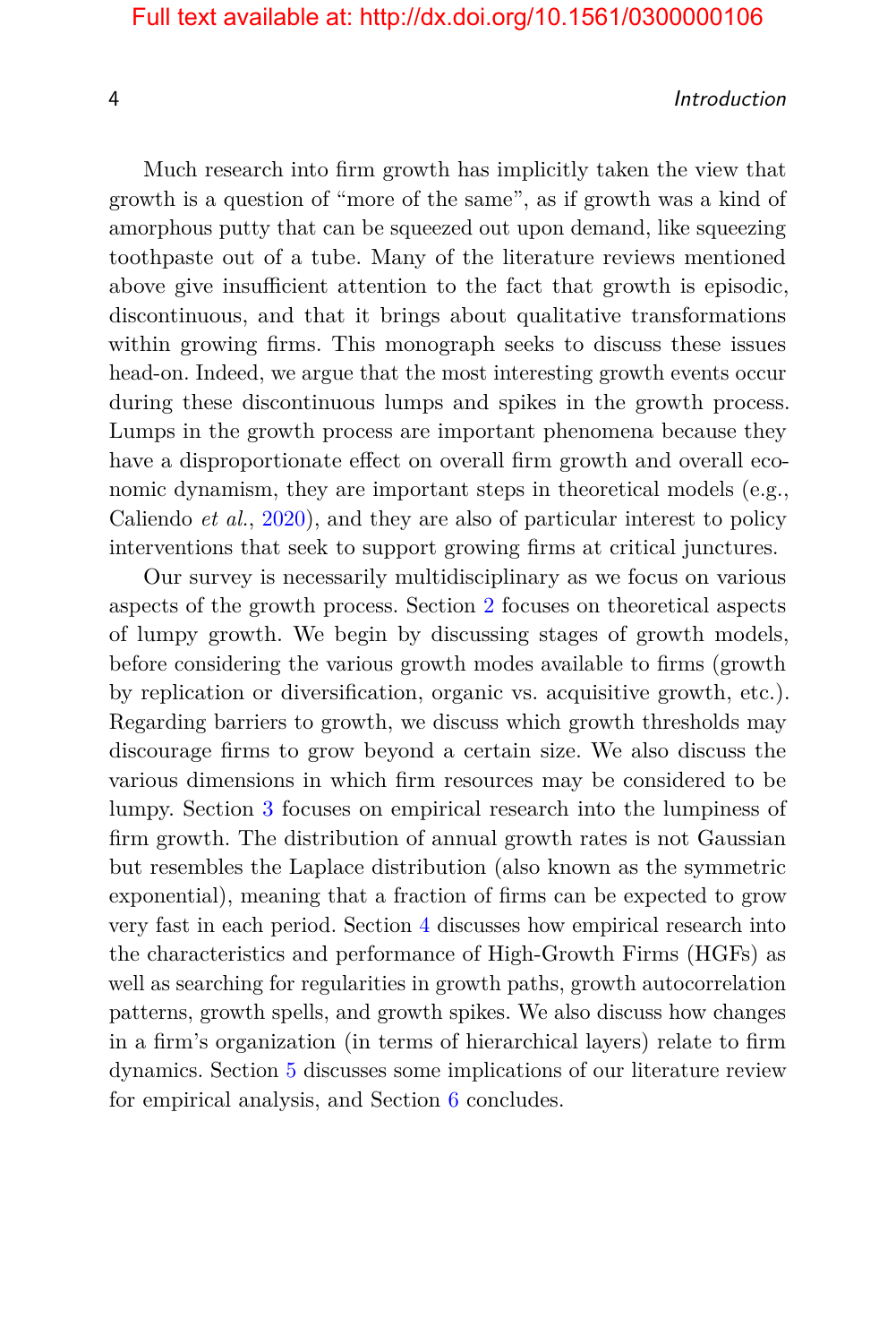Much research into firm growth has implicitly taken the view that growth is a question of "more of the same", as if growth was a kind of amorphous putty that can be squeezed out upon demand, like squeezing toothpaste out of a tube. Many of the literature reviews mentioned above give insufficient attention to the fact that growth is episodic, discontinuous, and that it brings about qualitative transformations within growing firms. This monograph seeks to discuss these issues head-on. Indeed, we argue that the most interesting growth events occur during these discontinuous lumps and spikes in the growth process. Lumps in the growth process are important phenomena because they have a disproportionate effect on overall firm growth and overall economic dynamism, they are important steps in theoretical models (e.g., Caliendo *et al.*, 2020), and they are also of particular interest to policy interventions that seek to support growing firms at critical junctures.

Our survey is necessarily multidisciplinary as we focus on various aspects of the growth process. Section 2 focuses on theoretical aspects of lumpy growth. We begin by discussing stages of growth models, before considering the various growth modes available to firms (growth by replication or diversification, organic vs. acquisitive growth, etc.). Regarding barriers to growth, we discuss which growth thresholds may discourage firms to grow beyond a certain size. We also discuss the various dimensions in which firm resources may be considered to be lumpy. Section 3 focuses on empirical research into the lumpiness of firm growth. The distribution of annual growth rates is not Gaussian but resembles the Laplace distribution (also known as the symmetric exponential), meaning that a fraction of firms can be expected to grow very fast in each period. Section 4 discusses how empirical research into the characteristics and performance of High-Growth Firms (HGFs) as well as searching for regularities in growth paths, growth autocorrelation patterns, growth spells, and growth spikes. We also discuss how changes in a firm's organization (in terms of hierarchical layers) relate to firm dynamics. Section 5 discusses some implications of our literature review for empirical analysis, and Section 6 concludes.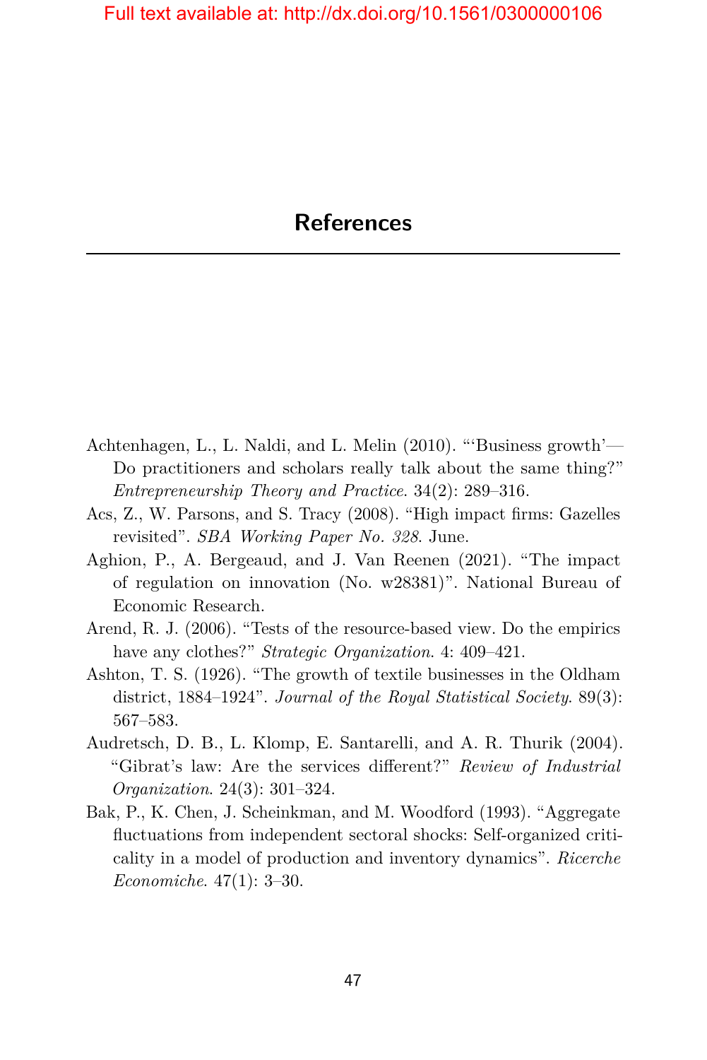# References

Achtenhagen, L., L. Naldi, and L. Melin (2010). "'Business growth'—Do practitioners and scholars really talk about the same thing?" *Entrepreneurship Theory and Practice*. 34(2): 289–316.

Acs, Z., W. Parsons, and S. Tracy (2008). "High impact firms: Gazelles revisited". *SBA Working Paper No. 328*. June.

Aghion, P., A. Bergeaud, and J. Van Reenen (2021). "The impact of regulation on innovation (No. w28381)". National Bureau of Economic Research.

Arend, R. J. (2006). "Tests of the resource-based view. Do the empirics have any clothes?" *Strategic Organization*. 4: 409–421.

Ashton, T. S. (1926). "The growth of textile businesses in the Oldham district, 1884–1924". *Journal of the Royal Statistical Society*. 89(3): 567–583.

Audretsch, D. B., L. Klomp, E. Santarelli, and A. R. Thurik (2004). "Gibrat's law: Are the services different?" *Review of Industrial Organization*. 24(3): 301–324.

Bak, P., K. Chen, J. Scheinkman, and M. Woodford (1993). "Aggregate fluctuations from independent sectoral shocks: Self-organized criticality in a model of production and inventory dynamics". *Ricerche Economiche*. 47(1): 3–30.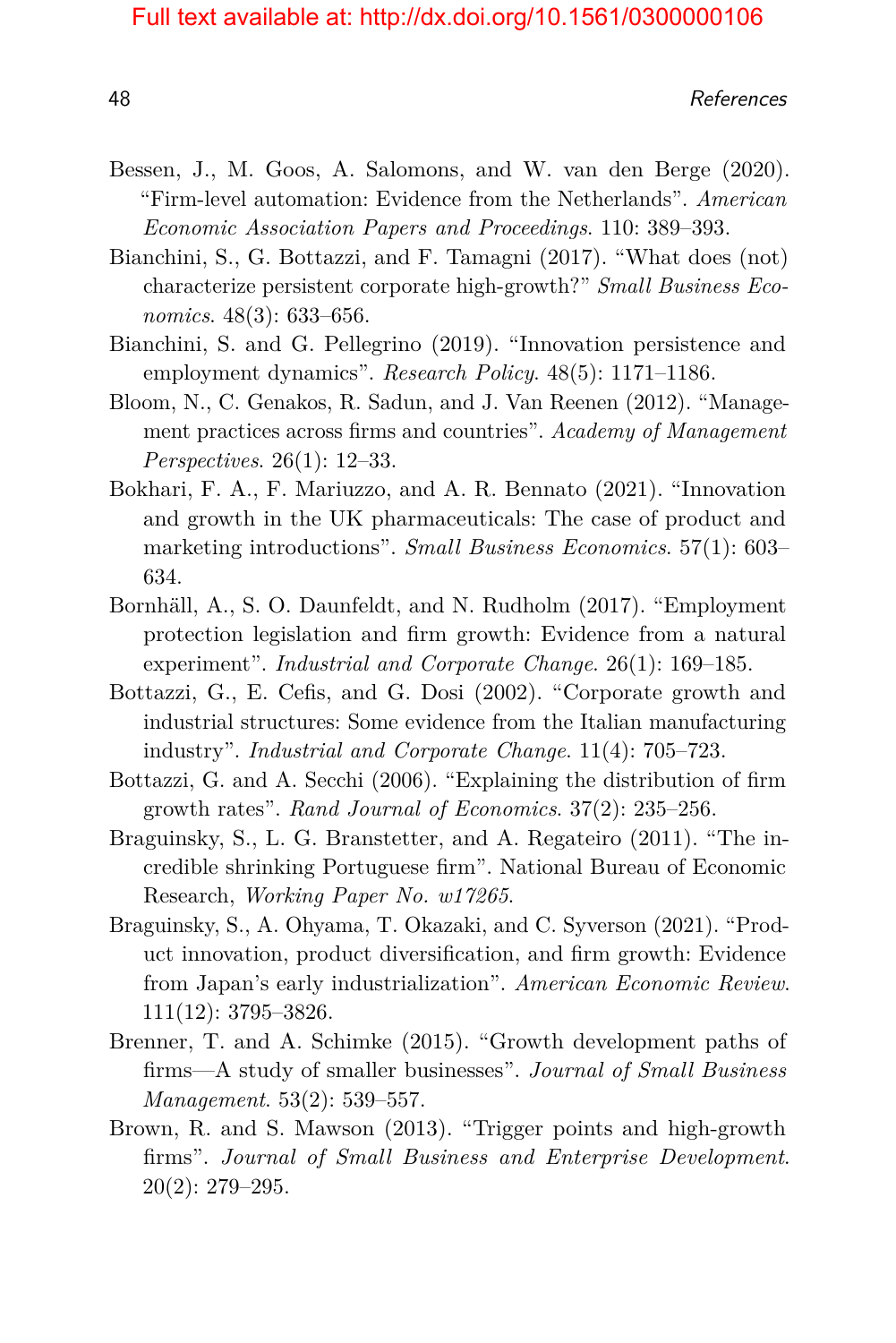Bessen, J., M. Goos, A. Salomons, and W. van den Berge (2020). "Firm-level automation: Evidence from the Netherlands". *American Economic Association Papers and Proceedings*. 110: 389–393.

Bianchini, S., G. Bottazzi, and F. Tamagni (2017). "What does (not) characterize persistent corporate high-growth?" *Small Business Economics*. 48(3): 633–656.

Bianchini, S. and G. Pellegrino (2019). "Innovation persistence and employment dynamics". *Research Policy*. 48(5): 1171–1186.

Bloom, N., C. Genakos, R. Sadun, and J. Van Reenen (2012). "Management practices across firms and countries". *Academy of Management Perspectives*. 26(1): 12–33.

Bokhari, F. A., F. Mariuzzo, and A. R. Bennato (2021). "Innovation and growth in the UK pharmaceuticals: The case of product and marketing introductions". *Small Business Economics*. 57(1): 603–634.

Bornhäll, A., S. O. Daunfeldt, and N. Rudholm (2017). "Employment protection legislation and firm growth: Evidence from a natural experiment". *Industrial and Corporate Change*. 26(1): 169–185.

Bottazzi, G., E. Cefis, and G. Dosi (2002). "Corporate growth and industrial structures: Some evidence from the Italian manufacturing industry". *Industrial and Corporate Change*. 11(4): 705–723.

Bottazzi, G. and A. Secchi (2006). "Explaining the distribution of firm growth rates". *Rand Journal of Economics*. 37(2): 235–256.

Braguinsky, S., L. G. Branstetter, and A. Regateiro (2011). "The incredible shrinking Portuguese firm". National Bureau of Economic Research, *Working Paper No. w17265*.

Braguinsky, S., A. Ohyama, T. Okazaki, and C. Syverson (2021). "Product innovation, product diversification, and firm growth: Evidence from Japan's early industrialization". *American Economic Review*. 111(12): 3795–3826.

Brenner, T. and A. Schimke (2015). "Growth development paths of firms—A study of smaller businesses". *Journal of Small Business Management*. 53(2): 539–557.

Brown, R. and S. Mawson (2013). "Trigger points and high-growth firms". *Journal of Small Business and Enterprise Development*. 20(2): 279–295.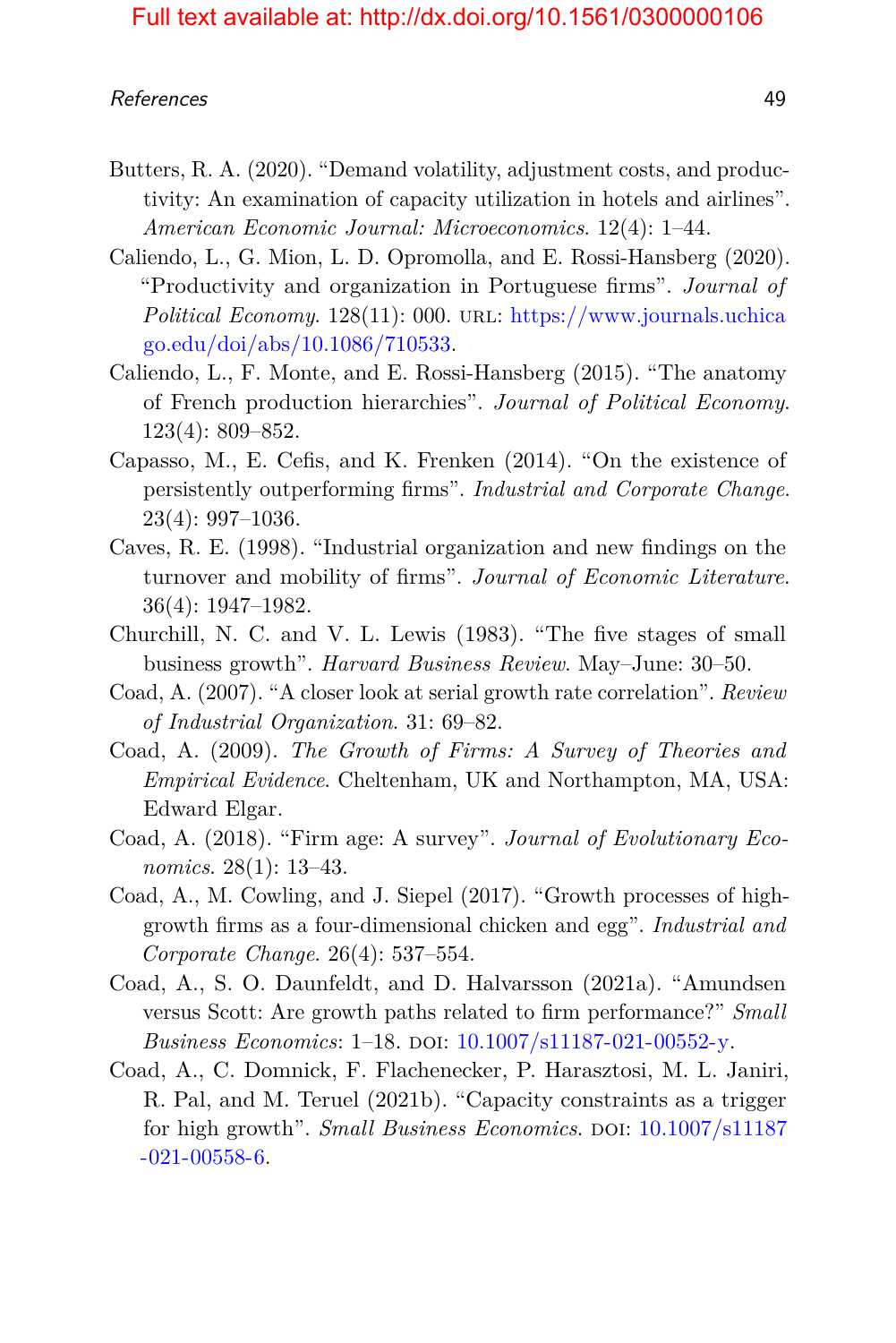Butters, R. A. (2020). "Demand volatility, adjustment costs, and productivity: An examination of capacity utilization in hotels and airlines". *American Economic Journal: Microeconomics*. 12(4): 1–44.

Caliendo, L., G. Mion, L. D. Opromolla, and E. Rossi-Hansberg (2020). "Productivity and organization in Portuguese firms". *Journal of Political Economy*. 128(11): 000. URL: https://www.journals.uchicago.edu/doi/abs/10.1086/710533.

Caliendo, L., F. Monte, and E. Rossi-Hansberg (2015). "The anatomy of French production hierarchies". *Journal of Political Economy*. 123(4): 809–852.

Capasso, M., E. Cefis, and K. Frenken (2014). "On the existence of persistently outperforming firms". *Industrial and Corporate Change*. 23(4): 997–1036.

Caves, R. E. (1998). "Industrial organization and new findings on the turnover and mobility of firms". *Journal of Economic Literature*. 36(4): 1947–1982.

Churchill, N. C. and V. L. Lewis (1983). "The five stages of small business growth". *Harvard Business Review*. May–June: 30–50.

Coad, A. (2007). "A closer look at serial growth rate correlation". *Review of Industrial Organization*. 31: 69–82.

Coad, A. (2009). *The Growth of Firms: A Survey of Theories and Empirical Evidence*. Cheltenham, UK and Northampton, MA, USA: Edward Elgar.

Coad, A. (2018). "Firm age: A survey". *Journal of Evolutionary Economics*. 28(1): 13–43.

Coad, A., M. Cowling, and J. Siepel (2017). "Growth processes of high-growth firms as a four-dimensional chicken and egg". *Industrial and Corporate Change*. 26(4): 537–554.

Coad, A., S. O. Daunfeldt, and D. Halvarsson (2021a). "Amundsen versus Scott: Are growth paths related to firm performance?" *Small Business Economics*: 1–18. DOI: 10.1007/s11187-021-00552-y.

Coad, A., C. Domnick, F. Flachenecker, P. Harasztosi, M. L. Janiri, R. Pal, and M. Teruel (2021b). "Capacity constraints as a trigger for high growth". *Small Business Economics*. DOI: 10.1007/s11187-021-00558-6.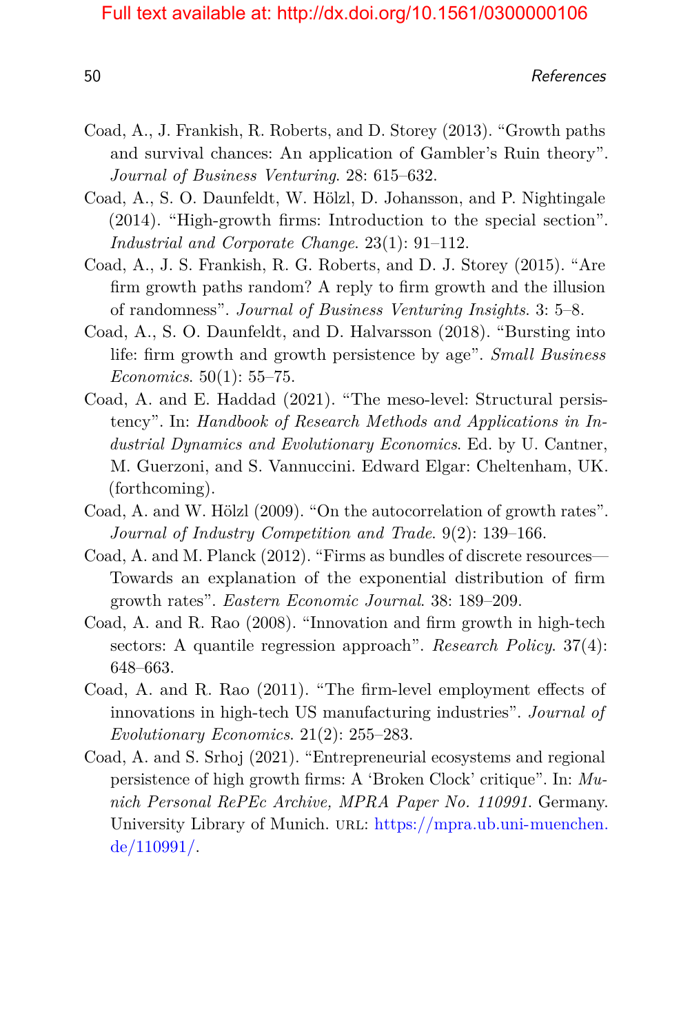Coad, A., J. Frankish, R. Roberts, and D. Storey (2013). "Growth paths and survival chances: An application of Gambler's Ruin theory". *Journal of Business Venturing*. 28: 615–632.

Coad, A., S. O. Daunfeldt, W. Hölzl, D. Johansson, and P. Nightingale (2014). "High-growth firms: Introduction to the special section". *Industrial and Corporate Change*. 23(1): 91–112.

Coad, A., J. S. Frankish, R. G. Roberts, and D. J. Storey (2015). "Are firm growth paths random? A reply to firm growth and the illusion of randomness". *Journal of Business Venturing Insights*. 3: 5–8.

Coad, A., S. O. Daunfeldt, and D. Halvarsson (2018). "Bursting into life: firm growth and growth persistence by age". *Small Business Economics*. 50(1): 55–75.

Coad, A. and E. Haddad (2021). "The meso-level: Structural persistency". In: *Handbook of Research Methods and Applications in Industrial Dynamics and Evolutionary Economics*. Ed. by U. Cantner, M. Guerzoni, and S. Vannuccini. Edward Elgar: Cheltenham, UK. (forthcoming).

Coad, A. and W. Hölzl (2009). "On the autocorrelation of growth rates". *Journal of Industry Competition and Trade*. 9(2): 139–166.

Coad, A. and M. Planck (2012). "Firms as bundles of discrete resources—Towards an explanation of the exponential distribution of firm growth rates". *Eastern Economic Journal*. 38: 189–209.

Coad, A. and R. Rao (2008). "Innovation and firm growth in high-tech sectors: A quantile regression approach". *Research Policy*. 37(4): 648–663.

Coad, A. and R. Rao (2011). "The firm-level employment effects of innovations in high-tech US manufacturing industries". *Journal of Evolutionary Economics*. 21(2): 255–283.

Coad, A. and S. Srhoj (2021). "Entrepreneurial ecosystems and regional persistence of high growth firms: A 'Broken Clock' critique". In: *Munich Personal RePEc Archive, MPRA Paper No. 110991*. Germany. University Library of Munich. URL: https://mpra.ub.uni-muenchen.de/110991/.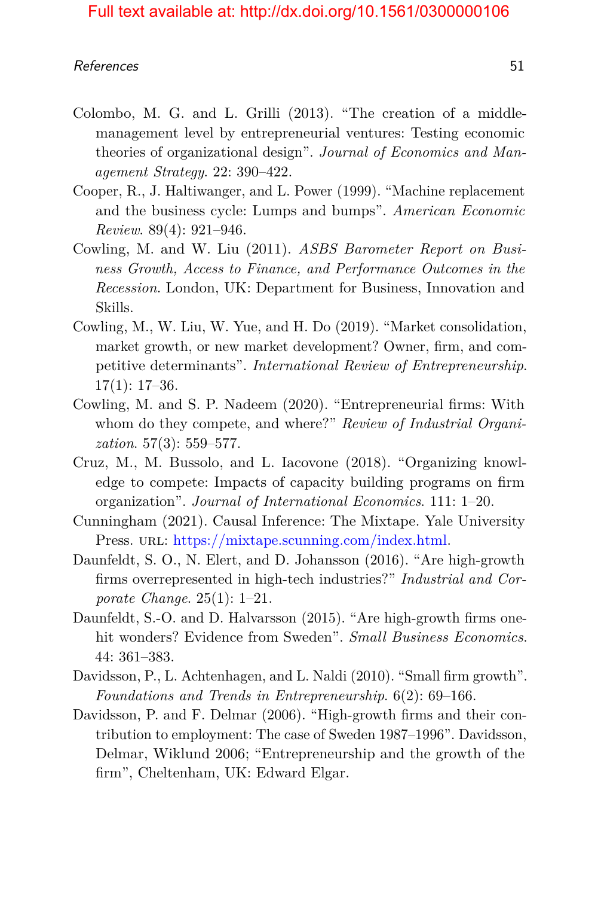Colombo, M. G. and L. Grilli (2013). "The creation of a middle-management level by entrepreneurial ventures: Testing economic theories of organizational design". *Journal of Economics and Management Strategy*. 22: 390–422.

Cooper, R., J. Haltiwanger, and L. Power (1999). "Machine replacement and the business cycle: Lumps and bumps". *American Economic Review*. 89(4): 921–946.

Cowling, M. and W. Liu (2011). *ASBS Barometer Report on Business Growth, Access to Finance, and Performance Outcomes in the Recession*. London, UK: Department for Business, Innovation and Skills.

Cowling, M., W. Liu, W. Yue, and H. Do (2019). "Market consolidation, market growth, or new market development? Owner, firm, and competitive determinants". *International Review of Entrepreneurship*. 17(1): 17–36.

Cowling, M. and S. P. Nadeem (2020). "Entrepreneurial firms: With whom do they compete, and where?" *Review of Industrial Organization*. 57(3): 559–577.

Cruz, M., M. Bussolo, and L. Iacovone (2018). "Organizing knowledge to compete: Impacts of capacity building programs on firm organization". *Journal of International Economics*. 111: 1–20.

Cunningham (2021). Causal Inference: The Mixtape. Yale University Press. URL: https://mixtape.scunning.com/index.html.

Daunfeldt, S. O., N. Elert, and D. Johansson (2016). "Are high-growth firms overrepresented in high-tech industries?" *Industrial and Corporate Change*. 25(1): 1–21.

Daunfeldt, S.-O. and D. Halvarsson (2015). "Are high-growth firms one-hit wonders? Evidence from Sweden". *Small Business Economics*. 44: 361–383.

Davidsson, P., L. Achtenhagen, and L. Naldi (2010). "Small firm growth". *Foundations and Trends in Entrepreneurship*. 6(2): 69–166.

Davidsson, P. and F. Delmar (2006). "High-growth firms and their contribution to employment: The case of Sweden 1987–1996". Davidsson, Delmar, Wiklund 2006; "Entrepreneurship and the growth of the firm", Cheltenham, UK: Edward Elgar.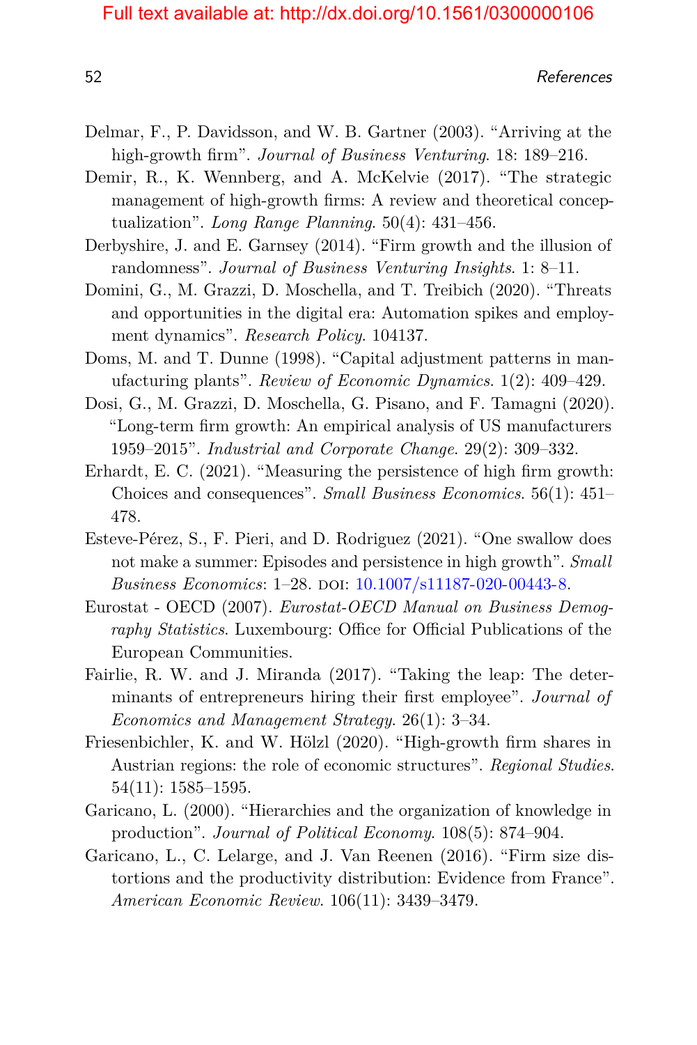Delmar, F., P. Davidsson, and W. B. Gartner (2003). "Arriving at the high-growth firm". *Journal of Business Venturing*. 18: 189–216.

Demir, R., K. Wennberg, and A. McKelvie (2017). "The strategic management of high-growth firms: A review and theoretical conceptualization". *Long Range Planning*. 50(4): 431–456.

Derbyshire, J. and E. Garnsey (2014). "Firm growth and the illusion of randomness". *Journal of Business Venturing Insights*. 1: 8–11.

Domini, G., M. Grazzi, D. Moschella, and T. Treibich (2020). "Threats and opportunities in the digital era: Automation spikes and employment dynamics". *Research Policy*. 104137.

Doms, M. and T. Dunne (1998). "Capital adjustment patterns in manufacturing plants". *Review of Economic Dynamics*. 1(2): 409–429.

Dosi, G., M. Grazzi, D. Moschella, G. Pisano, and F. Tamagni (2020). "Long-term firm growth: An empirical analysis of US manufacturers 1959–2015". *Industrial and Corporate Change*. 29(2): 309–332.

Erhardt, E. C. (2021). "Measuring the persistence of high firm growth: Choices and consequences". *Small Business Economics*. 56(1): 451–478.

Esteve-Pérez, S., F. Pieri, and D. Rodriguez (2021). "One swallow does not make a summer: Episodes and persistence in high growth". *Small Business Economics*: 1–28. DOI: 10.1007/s11187-020-00443-8.

Eurostat - OECD (2007). *Eurostat-OECD Manual on Business Demography Statistics*. Luxembourg: Office for Official Publications of the European Communities.

Fairlie, R. W. and J. Miranda (2017). "Taking the leap: The determinants of entrepreneurs hiring their first employee". *Journal of Economics and Management Strategy*. 26(1): 3–34.

Friesenbichler, K. and W. Hölzl (2020). "High-growth firm shares in Austrian regions: the role of economic structures". *Regional Studies*. 54(11): 1585–1595.

Garicano, L. (2000). "Hierarchies and the organization of knowledge in production". *Journal of Political Economy*. 108(5): 874–904.

Garicano, L., C. Lelarge, and J. Van Reenen (2016). "Firm size distortions and the productivity distribution: Evidence from France". *American Economic Review*. 106(11): 3439–3479.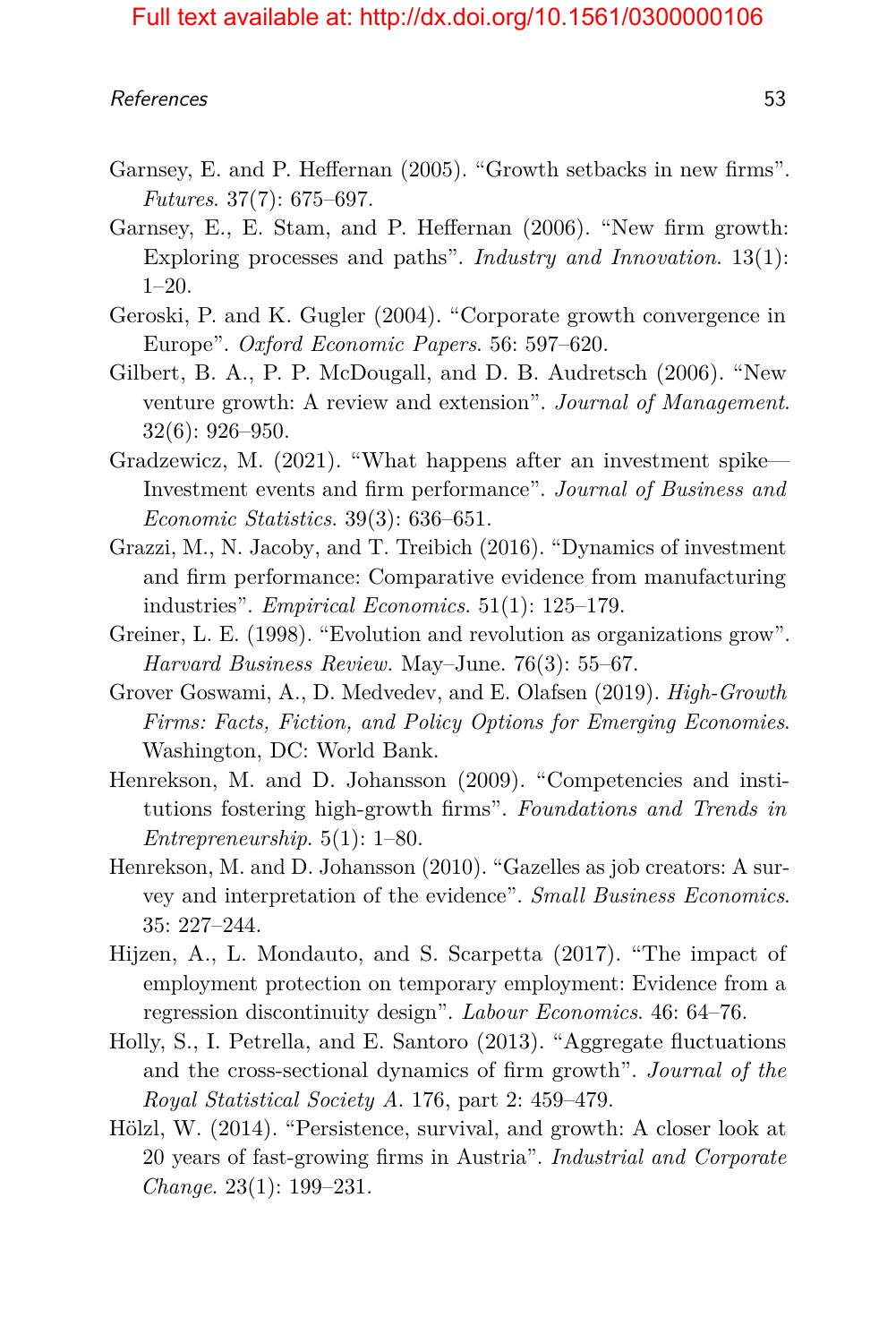Garnsey, E. and P. Heffernan (2005). "Growth setbacks in new firms". *Futures*. 37(7): 675–697.

Garnsey, E., E. Stam, and P. Heffernan (2006). "New firm growth: Exploring processes and paths". *Industry and Innovation*. 13(1): 1–20.

Geroski, P. and K. Gugler (2004). "Corporate growth convergence in Europe". *Oxford Economic Papers*. 56: 597–620.

Gilbert, B. A., P. P. McDougall, and D. B. Audretsch (2006). "New venture growth: A review and extension". *Journal of Management*. 32(6): 926–950.

Gradzewicz, M. (2021). "What happens after an investment spike—Investment events and firm performance". *Journal of Business and Economic Statistics*. 39(3): 636–651.

Grazzi, M., N. Jacoby, and T. Treibich (2016). "Dynamics of investment and firm performance: Comparative evidence from manufacturing industries". *Empirical Economics*. 51(1): 125–179.

Greiner, L. E. (1998). "Evolution and revolution as organizations grow". *Harvard Business Review*. May–June. 76(3): 55–67.

Grover Goswami, A., D. Medvedev, and E. Olafsen (2019). *High-Growth Firms: Facts, Fiction, and Policy Options for Emerging Economies*. Washington, DC: World Bank.

Henrekson, M. and D. Johansson (2009). "Competencies and institutions fostering high-growth firms". *Foundations and Trends in Entrepreneurship*. 5(1): 1–80.

Henrekson, M. and D. Johansson (2010). "Gazelles as job creators: A survey and interpretation of the evidence". *Small Business Economics*. 35: 227–244.

Hijzen, A., L. Mondauto, and S. Scarpetta (2017). "The impact of employment protection on temporary employment: Evidence from a regression discontinuity design". *Labour Economics*. 46: 64–76.

Holly, S., I. Petrella, and E. Santoro (2013). "Aggregate fluctuations and the cross-sectional dynamics of firm growth". *Journal of the Royal Statistical Society A*. 176, part 2: 459–479.

Hölzl, W. (2014). "Persistence, survival, and growth: A closer look at 20 years of fast-growing firms in Austria". *Industrial and Corporate Change*. 23(1): 199–231.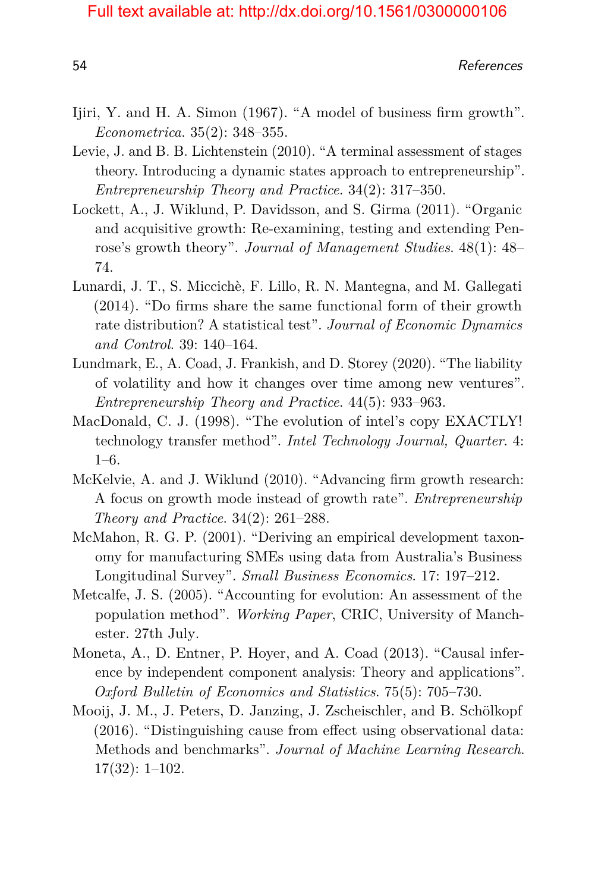Ijiri, Y. and H. A. Simon (1967). “A model of business firm growth”. *Econometrica*. 35(2): 348–355.

Levie, J. and B. B. Lichtenstein (2010). “A terminal assessment of stages theory. Introducing a dynamic states approach to entrepreneurship”. *Entrepreneurship Theory and Practice*. 34(2): 317–350.

Lockett, A., J. Wiklund, P. Davidsson, and S. Girma (2011). “Organic and acquisitive growth: Re-examining, testing and extending Penrose’s growth theory”. *Journal of Management Studies*. 48(1): 48–74.

Lunardi, J. T., S. Miccichè, F. Lillo, R. N. Mantegna, and M. Gallegati (2014). “Do firms share the same functional form of their growth rate distribution? A statistical test”. *Journal of Economic Dynamics and Control*. 39: 140–164.

Lundmark, E., A. Coad, J. Frankish, and D. Storey (2020). “The liability of volatility and how it changes over time among new ventures”. *Entrepreneurship Theory and Practice*. 44(5): 933–963.

MacDonald, C. J. (1998). “The evolution of intel’s copy EXACTLY! technology transfer method”. *Intel Technology Journal, Quarter*. 4: 1–6.

McKelvie, A. and J. Wiklund (2010). “Advancing firm growth research: A focus on growth mode instead of growth rate”. *Entrepreneurship Theory and Practice*. 34(2): 261–288.

McMahon, R. G. P. (2001). “Deriving an empirical development taxonomy for manufacturing SMEs using data from Australia’s Business Longitudinal Survey”. *Small Business Economics*. 17: 197–212.

Metcalfe, J. S. (2005). “Accounting for evolution: An assessment of the population method”. *Working Paper*, CRIC, University of Manchester. 27th July.

Moneta, A., D. Entner, P. Hoyer, and A. Coad (2013). “Causal inference by independent component analysis: Theory and applications”. *Oxford Bulletin of Economics and Statistics*. 75(5): 705–730.

Mooij, J. M., J. Peters, D. Janzing, J. Zscheischler, and B. Schölkopf (2016). “Distinguishing cause from effect using observational data: Methods and benchmarks”. *Journal of Machine Learning Research*. 17(32): 1–102.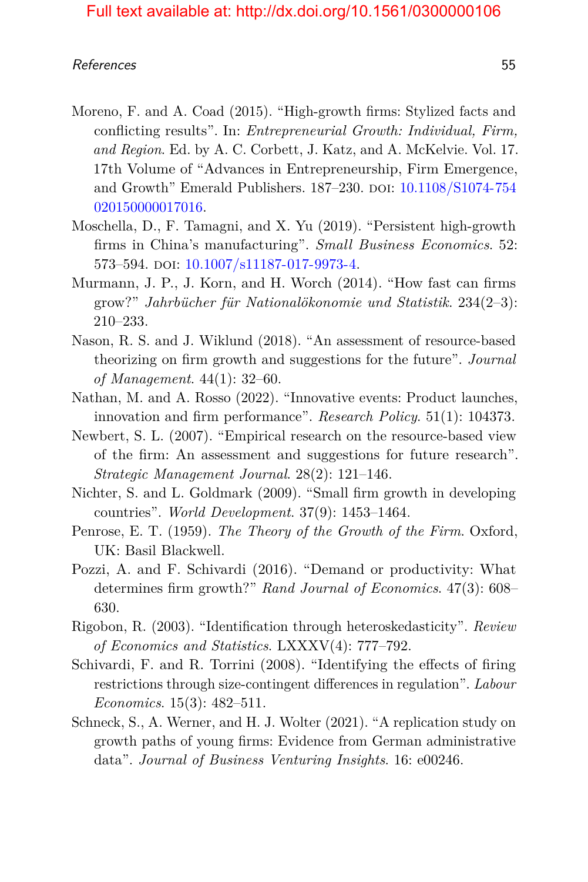Moreno, F. and A. Coad (2015). "High-growth firms: Stylized facts and conflicting results". In: *Entrepreneurial Growth: Individual, Firm, and Region*. Ed. by A. C. Corbett, J. Katz, and A. McKelvie. Vol. 17. 17th Volume of "Advances in Entrepreneurship, Firm Emergence, and Growth" Emerald Publishers. 187–230. DOI: 10.1108/S1074-754020150000017016.

Moschella, D., F. Tamagni, and X. Yu (2019). "Persistent high-growth firms in China's manufacturing". *Small Business Economics*. 52: 573–594. DOI: 10.1007/s11187-017-9973-4.

Murmann, J. P., J. Korn, and H. Worch (2014). "How fast can firms grow?" *Jahrbücher für Nationalökonomie und Statistik*. 234(2–3): 210–233.

Nason, R. S. and J. Wiklund (2018). "An assessment of resource-based theorizing on firm growth and suggestions for the future". *Journal of Management*. 44(1): 32–60.

Nathan, M. and A. Rosso (2022). "Innovative events: Product launches, innovation and firm performance". *Research Policy*. 51(1): 104373.

Newbert, S. L. (2007). "Empirical research on the resource-based view of the firm: An assessment and suggestions for future research". *Strategic Management Journal*. 28(2): 121–146.

Nichter, S. and L. Goldmark (2009). "Small firm growth in developing countries". *World Development*. 37(9): 1453–1464.

Penrose, E. T. (1959). *The Theory of the Growth of the Firm*. Oxford, UK: Basil Blackwell.

Pozzi, A. and F. Schivardi (2016). "Demand or productivity: What determines firm growth?" *Rand Journal of Economics*. 47(3): 608–630.

Rigobon, R. (2003). "Identification through heteroskedasticity". *Review of Economics and Statistics*. LXXXV(4): 777–792.

Schivardi, F. and R. Torrini (2008). "Identifying the effects of firing restrictions through size-contingent differences in regulation". *Labour Economics*. 15(3): 482–511.

Schneck, S., A. Werner, and H. J. Wolter (2021). "A replication study on growth paths of young firms: Evidence from German administrative data". *Journal of Business Venturing Insights*. 16: e00246.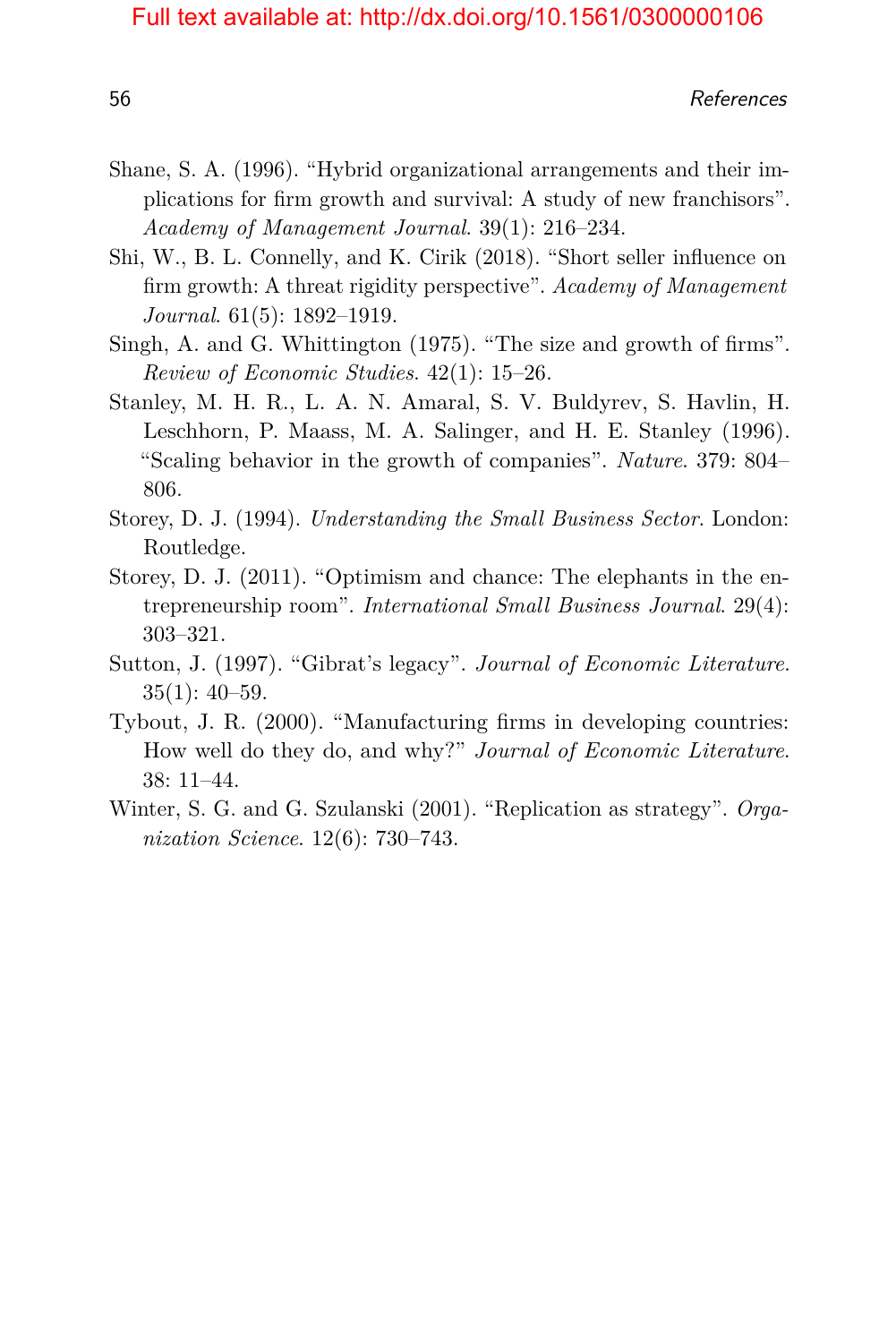Shane, S. A. (1996). “Hybrid organizational arrangements and their implications for firm growth and survival: A study of new franchisors”. *Academy of Management Journal*. 39(1): 216–234.

Shi, W., B. L. Connelly, and K. Cirik (2018). “Short seller influence on firm growth: A threat rigidity perspective”. *Academy of Management Journal*. 61(5): 1892–1919.

Singh, A. and G. Whittington (1975). “The size and growth of firms”. *Review of Economic Studies*. 42(1): 15–26.

Stanley, M. H. R., L. A. N. Amaral, S. V. Buldyrev, S. Havlin, H. Leschhorn, P. Maass, M. A. Salinger, and H. E. Stanley (1996). “Scaling behavior in the growth of companies”. *Nature*. 379: 804–806.

Storey, D. J. (1994). *Understanding the Small Business Sector*. London: Routledge.

Storey, D. J. (2011). “Optimism and chance: The elephants in the entrepreneurship room”. *International Small Business Journal*. 29(4): 303–321.

Sutton, J. (1997). “Gibrat’s legacy”. *Journal of Economic Literature*. 35(1): 40–59.

Tybout, J. R. (2000). “Manufacturing firms in developing countries: How well do they do, and why?” *Journal of Economic Literature*. 38: 11–44.

Winter, S. G. and G. Szulanski (2001). “Replication as strategy”. *Organization Science*. 12(6): 730–743.